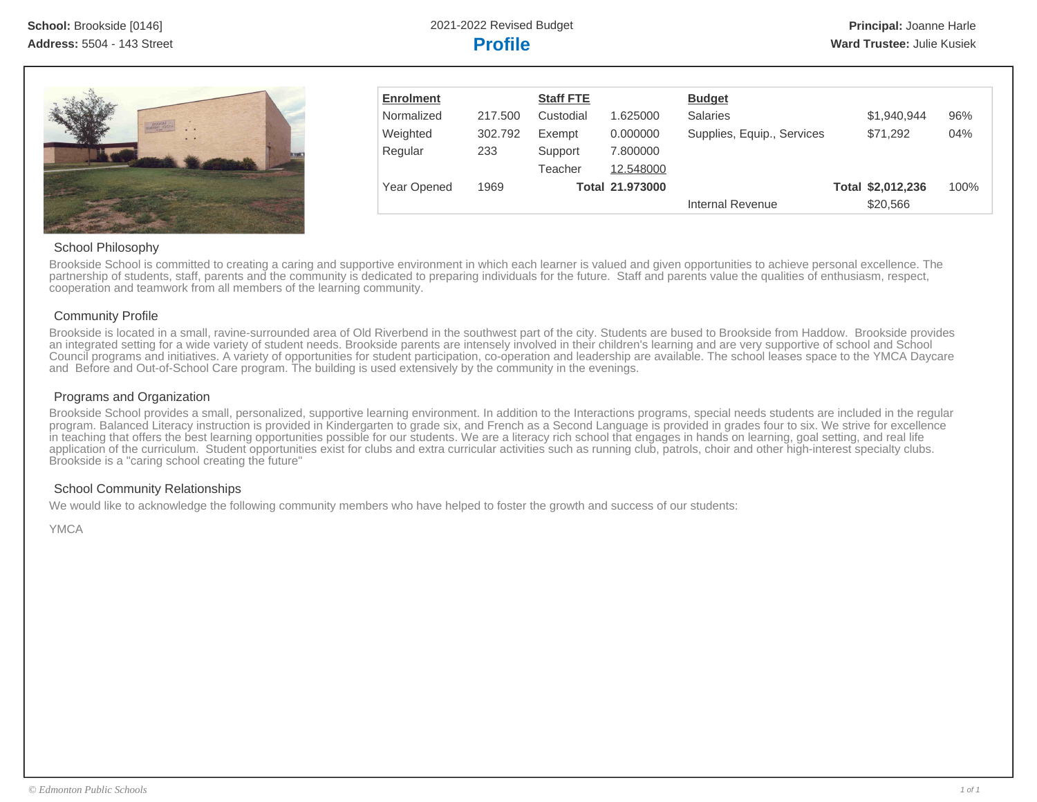**School:** Brookside [0146]
**Address:** 5504 - 143 Street

2021-2022 Revised Budget

# Profile

**Principal:** Joanne Harle
**Ward Trustee:** Julie Kusiek

| Enrolment | | Staff FTE | | Budget | | |
|---|---|---|---|---|---|---|
| Normalized | 217.500 | Custodial | 1.625000 | Salaries | $1,940,944 | 96% |
| Weighted | 302.792 | Exempt | 0.000000 | Supplies, Equip., Services | $71,292 | 04% |
| Regular | 233 | Support | 7.800000 | | | |
| | | Teacher | 12.548000 | | | |
| Year Opened | 1969 | **Total** | **21.973000** | **Total** | **$2,012,236** | 100% |
| | | | | Internal Revenue | $20,566 | |

## School Philosophy

Brookside School is committed to creating a caring and supportive environment in which each learner is valued and given opportunities to achieve personal excellence. The partnership of students, staff, parents and the community is dedicated to preparing individuals for the future. Staff and parents value the qualities of enthusiasm, respect, cooperation and teamwork from all members of the learning community.

## Community Profile

Brookside is located in a small, ravine-surrounded area of Old Riverbend in the southwest part of the city. Students are bused to Brookside from Haddow. Brookside provides an integrated setting for a wide variety of student needs. Brookside parents are intensely involved in their children's learning and are very supportive of school and School Council programs and initiatives. A variety of opportunities for student participation, co-operation and leadership are available. The school leases space to the YMCA Daycare and Before and Out-of-School Care program. The building is used extensively by the community in the evenings.

## Programs and Organization

Brookside School provides a small, personalized, supportive learning environment. In addition to the Interactions programs, special needs students are included in the regular program. Balanced Literacy instruction is provided in Kindergarten to grade six, and French as a Second Language is provided in grades four to six. We strive for excellence in teaching that offers the best learning opportunities possible for our students. We are a literacy rich school that engages in hands on learning, goal setting, and real life application of the curriculum. Student opportunities exist for clubs and extra curricular activities such as running club, patrols, choir and other high-interest specialty clubs. Brookside is a "caring school creating the future"

## School Community Relationships

We would like to acknowledge the following community members who have helped to foster the growth and success of our students:

YMCA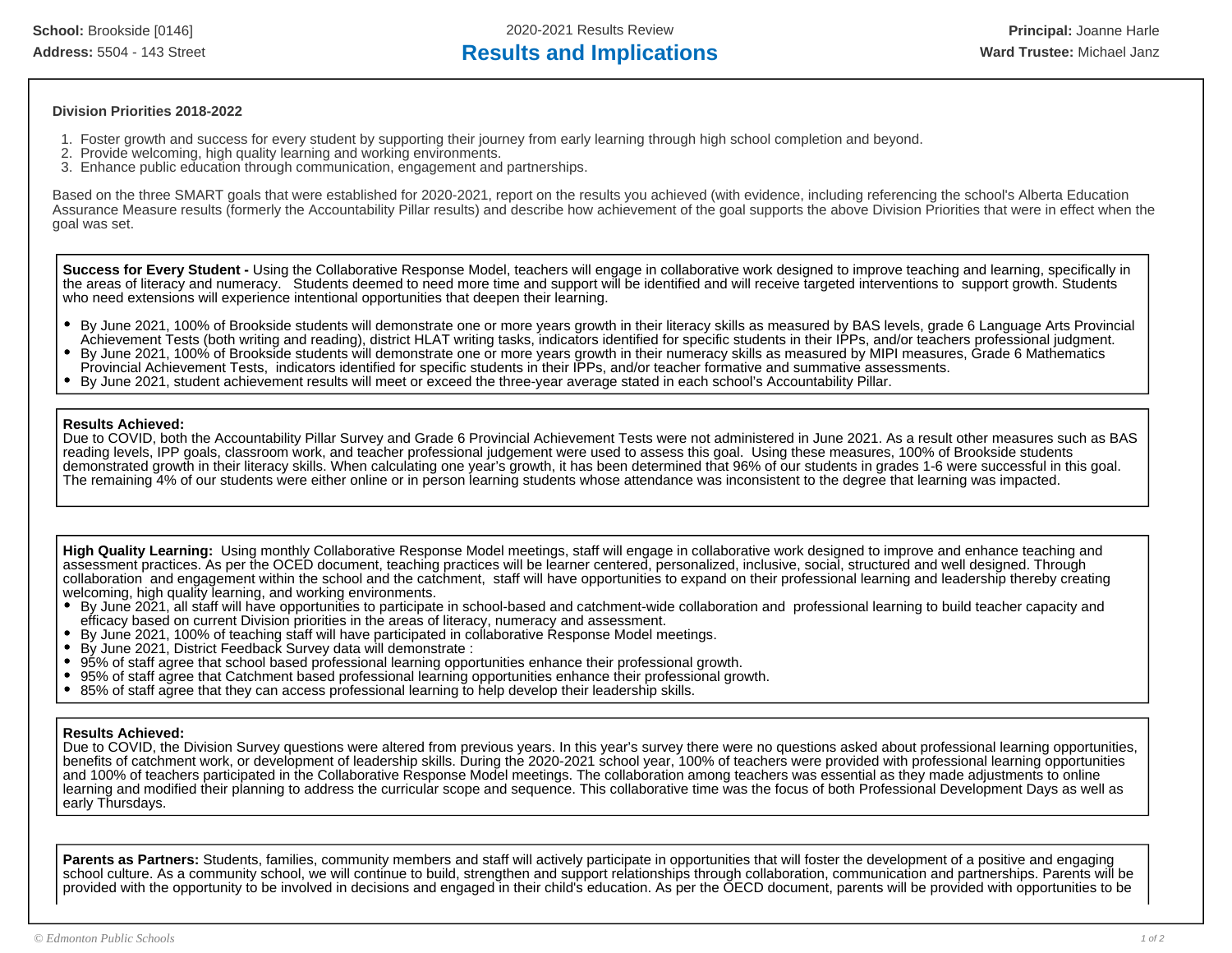School: Brookside [0146]
Address: 5504 - 143 Street

2020-2021 Results Review
# Results and Implications

Principal: Joanne Harle
Ward Trustee: Michael Janz

### Division Priorities 2018-2022

1. Foster growth and success for every student by supporting their journey from early learning through high school completion and beyond.
2. Provide welcoming, high quality learning and working environments.
3. Enhance public education through communication, engagement and partnerships.

Based on the three SMART goals that were established for 2020-2021, report on the results you achieved (with evidence, including referencing the school's Alberta Education Assurance Measure results (formerly the Accountability Pillar results) and describe how achievement of the goal supports the above Division Priorities that were in effect when the goal was set.

**Success for Every Student -** Using the Collaborative Response Model, teachers will engage in collaborative work designed to improve teaching and learning, specifically in the areas of literacy and numeracy. Students deemed to need more time and support will be identified and will receive targeted interventions to support growth. Students who need extensions will experience intentional opportunities that deepen their learning.

- By June 2021, 100% of Brookside students will demonstrate one or more years growth in their literacy skills as measured by BAS levels, grade 6 Language Arts Provincial Achievement Tests (both writing and reading), district HLAT writing tasks, indicators identified for specific students in their IPPs, and/or teachers professional judgment.
- By June 2021, 100% of Brookside students will demonstrate one or more years growth in their numeracy skills as measured by MIPI measures, Grade 6 Mathematics Provincial Achievement Tests, indicators identified for specific students in their IPPs, and/or teacher formative and summative assessments.
- By June 2021, student achievement results will meet or exceed the three-year average stated in each school's Accountability Pillar.

**Results Achieved:**
Due to COVID, both the Accountability Pillar Survey and Grade 6 Provincial Achievement Tests were not administered in June 2021. As a result other measures such as BAS reading levels, IPP goals, classroom work, and teacher professional judgement were used to assess this goal. Using these measures, 100% of Brookside students demonstrated growth in their literacy skills. When calculating one year's growth, it has been determined that 96% of our students in grades 1-6 were successful in this goal. The remaining 4% of our students were either online or in person learning students whose attendance was inconsistent to the degree that learning was impacted.

**High Quality Learning:** Using monthly Collaborative Response Model meetings, staff will engage in collaborative work designed to improve and enhance teaching and assessment practices. As per the OCED document, teaching practices will be learner centered, personalized, inclusive, social, structured and well designed. Through collaboration and engagement within the school and the catchment, staff will have opportunities to expand on their professional learning and leadership thereby creating welcoming, high quality learning, and working environments.

- By June 2021, all staff will have opportunities to participate in school-based and catchment-wide collaboration and professional learning to build teacher capacity and efficacy based on current Division priorities in the areas of literacy, numeracy and assessment.
- By June 2021, 100% of teaching staff will have participated in collaborative Response Model meetings.
- By June 2021, District Feedback Survey data will demonstrate :
- 95% of staff agree that school based professional learning opportunities enhance their professional growth.
- 95% of staff agree that Catchment based professional learning opportunities enhance their professional growth.
- 85% of staff agree that they can access professional learning to help develop their leadership skills.

**Results Achieved:**
Due to COVID, the Division Survey questions were altered from previous years. In this year's survey there were no questions asked about professional learning opportunities, benefits of catchment work, or development of leadership skills. During the 2020-2021 school year, 100% of teachers were provided with professional learning opportunities and 100% of teachers participated in the Collaborative Response Model meetings. The collaboration among teachers was essential as they made adjustments to online learning and modified their planning to address the curricular scope and sequence. This collaborative time was the focus of both Professional Development Days as well as early Thursdays.

**Parents as Partners:** Students, families, community members and staff will actively participate in opportunities that will foster the development of a positive and engaging school culture. As a community school, we will continue to build, strengthen and support relationships through collaboration, communication and partnerships. Parents will be provided with the opportunity to be involved in decisions and engaged in their child's education. As per the OECD document, parents will be provided with opportunities to be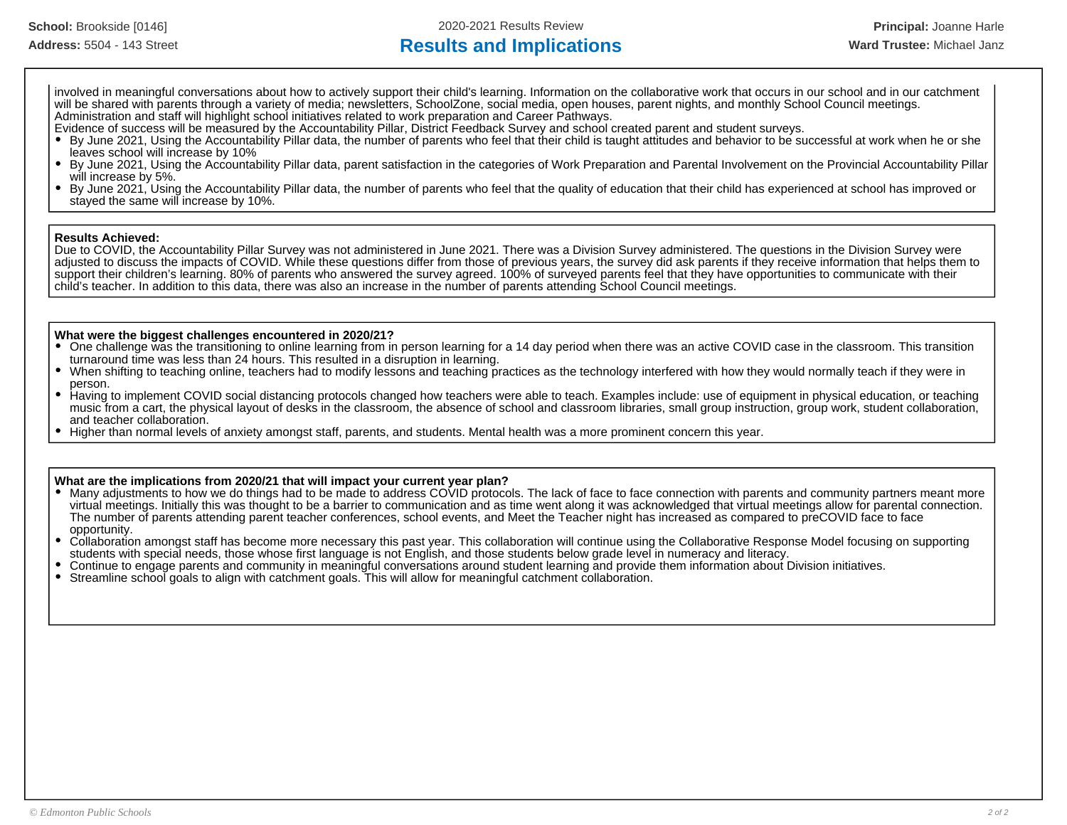involved in meaningful conversations about how to actively support their child's learning. Information on the collaborative work that occurs in our school and in our catchment will be shared with parents through a variety of media; newsletters, SchoolZone, social media, open houses, parent nights, and monthly School Council meetings. Administration and staff will highlight school initiatives related to work preparation and Career Pathways.
Evidence of success will be measured by the Accountability Pillar, District Feedback Survey and school created parent and student surveys.

- By June 2021, Using the Accountability Pillar data, the number of parents who feel that their child is taught attitudes and behavior to be successful at work when he or she leaves school will increase by 10%
- By June 2021, Using the Accountability Pillar data, parent satisfaction in the categories of Work Preparation and Parental Involvement on the Provincial Accountability Pillar will increase by 5%.
- By June 2021, Using the Accountability Pillar data, the number of parents who feel that the quality of education that their child has experienced at school has improved or stayed the same will increase by 10%.

**Results Achieved:**
Due to COVID, the Accountability Pillar Survey was not administered in June 2021. There was a Division Survey administered. The questions in the Division Survey were adjusted to discuss the impacts of COVID. While these questions differ from those of previous years, the survey did ask parents if they receive information that helps them to support their children's learning. 80% of parents who answered the survey agreed. 100% of surveyed parents feel that they have opportunities to communicate with their child's teacher. In addition to this data, there was also an increase in the number of parents attending School Council meetings.

**What were the biggest challenges encountered in 2020/21?**

- One challenge was the transitioning to online learning from in person learning for a 14 day period when there was an active COVID case in the classroom. This transition turnaround time was less than 24 hours. This resulted in a disruption in learning.
- When shifting to teaching online, teachers had to modify lessons and teaching practices as the technology interfered with how they would normally teach if they were in person.
- Having to implement COVID social distancing protocols changed how teachers were able to teach. Examples include: use of equipment in physical education, or teaching music from a cart, the physical layout of desks in the classroom, the absence of school and classroom libraries, small group instruction, group work, student collaboration, and teacher collaboration.
- Higher than normal levels of anxiety amongst staff, parents, and students. Mental health was a more prominent concern this year.

**What are the implications from 2020/21 that will impact your current year plan?**

- Many adjustments to how we do things had to be made to address COVID protocols. The lack of face to face connection with parents and community partners meant more virtual meetings. Initially this was thought to be a barrier to communication and as time went along it was acknowledged that virtual meetings allow for parental connection. The number of parents attending parent teacher conferences, school events, and Meet the Teacher night has increased as compared to preCOVID face to face opportunity.
- Collaboration amongst staff has become more necessary this past year. This collaboration will continue using the Collaborative Response Model focusing on supporting students with special needs, those whose first language is not English, and those students below grade level in numeracy and literacy.
- Continue to engage parents and community in meaningful conversations around student learning and provide them information about Division initiatives.
- Streamline school goals to align with catchment goals. This will allow for meaningful catchment collaboration.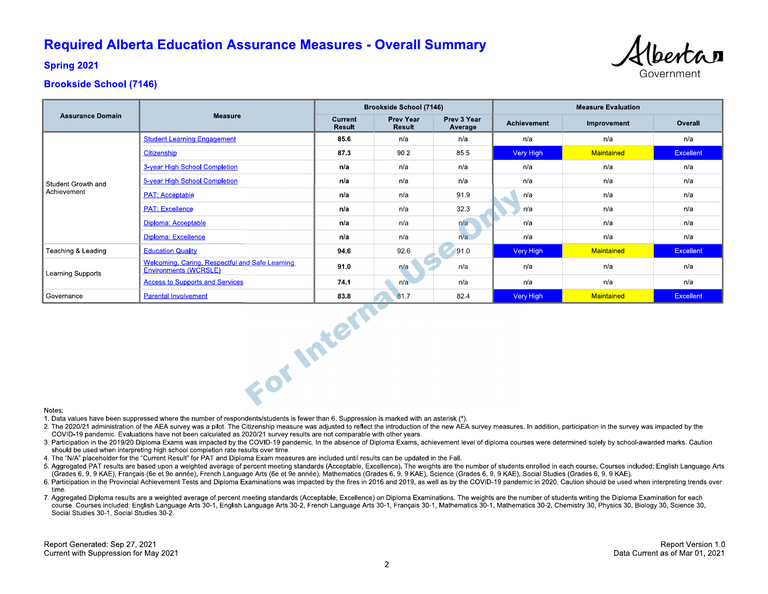# Required Alberta Education Assurance Measures - Overall Summary

## Spring 2021

## Brookside School (7146)

| Assurance Domain | Measure | Brookside School (7146) | | | Measure Evaluation | | |
|---|---|---|---|---|---|---|---|
| | | Current Result | Prev Year Result | Prev 3 Year Average | Achievement | Improvement | Overall |
| Student Growth and Achievement | Student Learning Engagement | **85.6** | n/a | n/a | n/a | n/a | n/a |
| | Citizenship | **87.3** | 90.2 | 85.5 | Very High | Maintained | Excellent |
| | 3-year High School Completion | **n/a** | n/a | n/a | n/a | n/a | n/a |
| | 5-year High School Completion | **n/a** | n/a | n/a | n/a | n/a | n/a |
| | PAT: Acceptable | **n/a** | n/a | 91.9 | n/a | n/a | n/a |
| | PAT: Excellence | **n/a** | n/a | 32.3 | n/a | n/a | n/a |
| | Diploma: Acceptable | **n/a** | n/a | n/a | n/a | n/a | n/a |
| | Diploma: Excellence | **n/a** | n/a | n/a | n/a | n/a | n/a |
| Teaching & Leading | Education Quality | **94.6** | 92.6 | 91.0 | Very High | Maintained | Excellent |
| Learning Supports | Welcoming, Caring, Respectful and Safe Learning Environments (WCRSLE) | **91.0** | n/a | n/a | n/a | n/a | n/a |
| | Access to Supports and Services | **74.1** | n/a | n/a | n/a | n/a | n/a |
| Governance | Parental Involvement | **83.8** | 81.7 | 82.4 | Very High | Maintained | Excellent |

Notes:

1. Data values have been suppressed where the number of respondents/students is fewer than 6. Suppression is marked with an asterisk (*).
2. The 2020/21 administration of the AEA survey was a pilot. The Citizenship measure was adjusted to reflect the introduction of the new AEA survey measures. In addition, participation in the survey was impacted by the COVID-19 pandemic. Evaluations have not been calculated as 2020/21 survey results are not comparable with other years.
3. Participation in the 2019/20 Diploma Exams was impacted by the COVID-19 pandemic. In the absence of Diploma Exams, achievement level of diploma courses were determined solely by school-awarded marks. Caution should be used when interpreting high school completion rate results over time.
4. The "N/A" placeholder for the "Current Result" for PAT and Diploma Exam measures are included until results can be updated in the Fall.
5. Aggregated PAT results are based upon a weighted average of percent meeting standards (Acceptable, Excellence). The weights are the number of students enrolled in each course. Courses included: English Language Arts (Grades 6, 9, 9 KAE), Français (6e et 9e année), French Language Arts (6e et 9e année), Mathematics (Grades 6, 9, 9 KAE), Science (Grades 6, 9, 9 KAE), Social Studies (Grades 6, 9, 9 KAE).
6. Participation in the Provincial Achievement Tests and Diploma Examinations was impacted by the fires in 2016 and 2019, as well as by the COVID-19 pandemic in 2020. Caution should be used when interpreting trends over time.
7. Aggregated Diploma results are a weighted average of percent meeting standards (Acceptable, Excellence) on Diploma Examinations. The weights are the number of students writing the Diploma Examination for each course. Courses included: English Language Arts 30-1, English Language Arts 30-2, French Language Arts 30-1, Français 30-1, Mathematics 30-1, Mathematics 30-2, Chemistry 30, Physics 30, Biology 30, Science 30, Social Studies 30-1, Social Studies 30-2.

Report Generated: Sep 27, 2021
Current with Suppression for May 2021

Report Version 1.0
Data Current as of Mar 01, 2021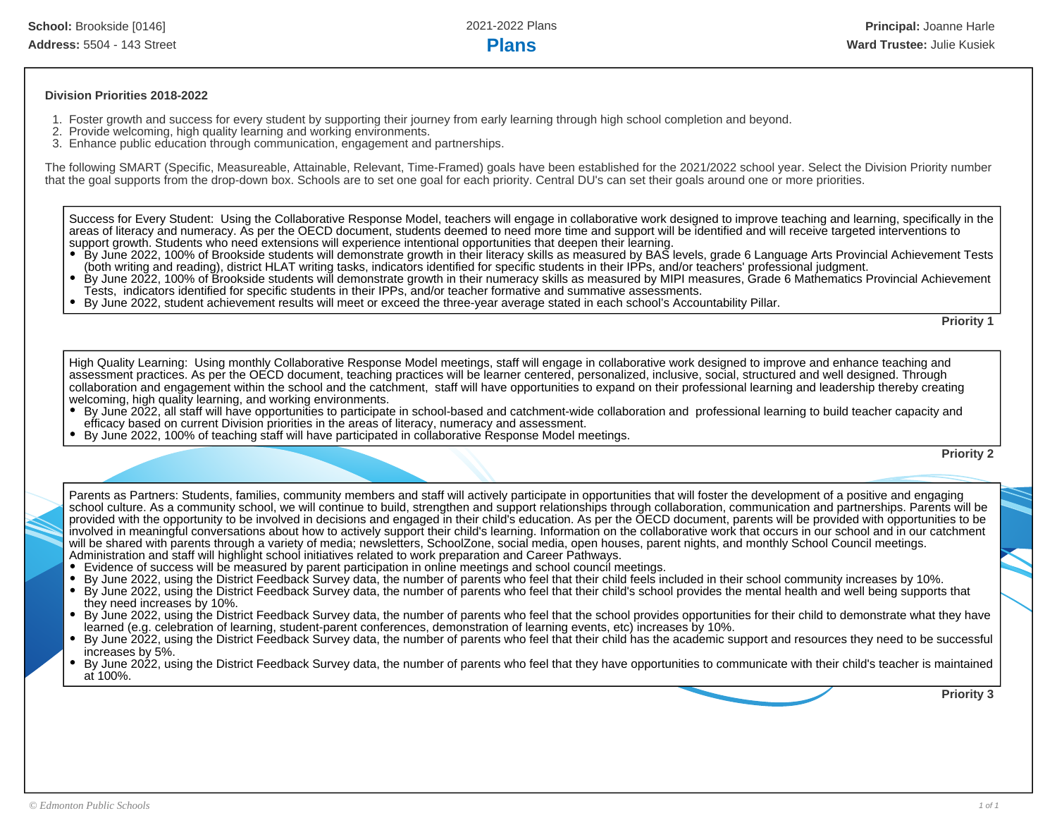School: Brookside [0146]
Address: 5504 - 143 Street

2021-2022 Plans

# Plans

Principal: Joanne Harle
Ward Trustee: Julie Kusiek

**Division Priorities 2018-2022**

1. Foster growth and success for every student by supporting their journey from early learning through high school completion and beyond.
2. Provide welcoming, high quality learning and working environments.
3. Enhance public education through communication, engagement and partnerships.

The following SMART (Specific, Measureable, Attainable, Relevant, Time-Framed) goals have been established for the 2021/2022 school year. Select the Division Priority number that the goal supports from the drop-down box. Schools are to set one goal for each priority. Central DU's can set their goals around one or more priorities.

Success for Every Student: Using the Collaborative Response Model, teachers will engage in collaborative work designed to improve teaching and learning, specifically in the areas of literacy and numeracy. As per the OECD document, students deemed to need more time and support will be identified and will receive targeted interventions to support growth. Students who need extensions will experience intentional opportunities that deepen their learning.

- By June 2022, 100% of Brookside students will demonstrate growth in their literacy skills as measured by BAS levels, grade 6 Language Arts Provincial Achievement Tests (both writing and reading), district HLAT writing tasks, indicators identified for specific students in their IPPs, and/or teachers' professional judgment.
- By June 2022, 100% of Brookside students will demonstrate growth in their numeracy skills as measured by MIPI measures, Grade 6 Mathematics Provincial Achievement Tests, indicators identified for specific students in their IPPs, and/or teacher formative and summative assessments.
- By June 2022, student achievement results will meet or exceed the three-year average stated in each school's Accountability Pillar.

**Priority 1**

High Quality Learning: Using monthly Collaborative Response Model meetings, staff will engage in collaborative work designed to improve and enhance teaching and assessment practices. As per the OECD document, teaching practices will be learner centered, personalized, inclusive, social, structured and well designed. Through collaboration and engagement within the school and the catchment, staff will have opportunities to expand on their professional learning and leadership thereby creating welcoming, high quality learning, and working environments.

- By June 2022, all staff will have opportunities to participate in school-based and catchment-wide collaboration and professional learning to build teacher capacity and efficacy based on current Division priorities in the areas of literacy, numeracy and assessment.
- By June 2022, 100% of teaching staff will have participated in collaborative Response Model meetings.

**Priority 2**

Parents as Partners: Students, families, community members and staff will actively participate in opportunities that will foster the development of a positive and engaging school culture. As a community school, we will continue to build, strengthen and support relationships through collaboration, communication and partnerships. Parents will be provided with the opportunity to be involved in decisions and engaged in their child's education. As per the OECD document, parents will be provided with opportunities to be involved in meaningful conversations about how to actively support their child's learning. Information on the collaborative work that occurs in our school and in our catchment will be shared with parents through a variety of media; newsletters, SchoolZone, social media, open houses, parent nights, and monthly School Council meetings. Administration and staff will highlight school initiatives related to work preparation and Career Pathways.

- Evidence of success will be measured by parent participation in online meetings and school council meetings.
- By June 2022, using the District Feedback Survey data, the number of parents who feel that their child feels included in their school community increases by 10%.
- By June 2022, using the District Feedback Survey data, the number of parents who feel that their child's school provides the mental health and well being supports that they need increases by 10%.
- By June 2022, using the District Feedback Survey data, the number of parents who feel that the school provides opportunities for their child to demonstrate what they have learned (e.g. celebration of learning, student-parent conferences, demonstration of learning events, etc) increases by 10%.
- By June 2022, using the District Feedback Survey data, the number of parents who feel that their child has the academic support and resources they need to be successful increases by 5%.
- By June 2022, using the District Feedback Survey data, the number of parents who feel that they have opportunities to communicate with their child's teacher is maintained at 100%.

**Priority 3**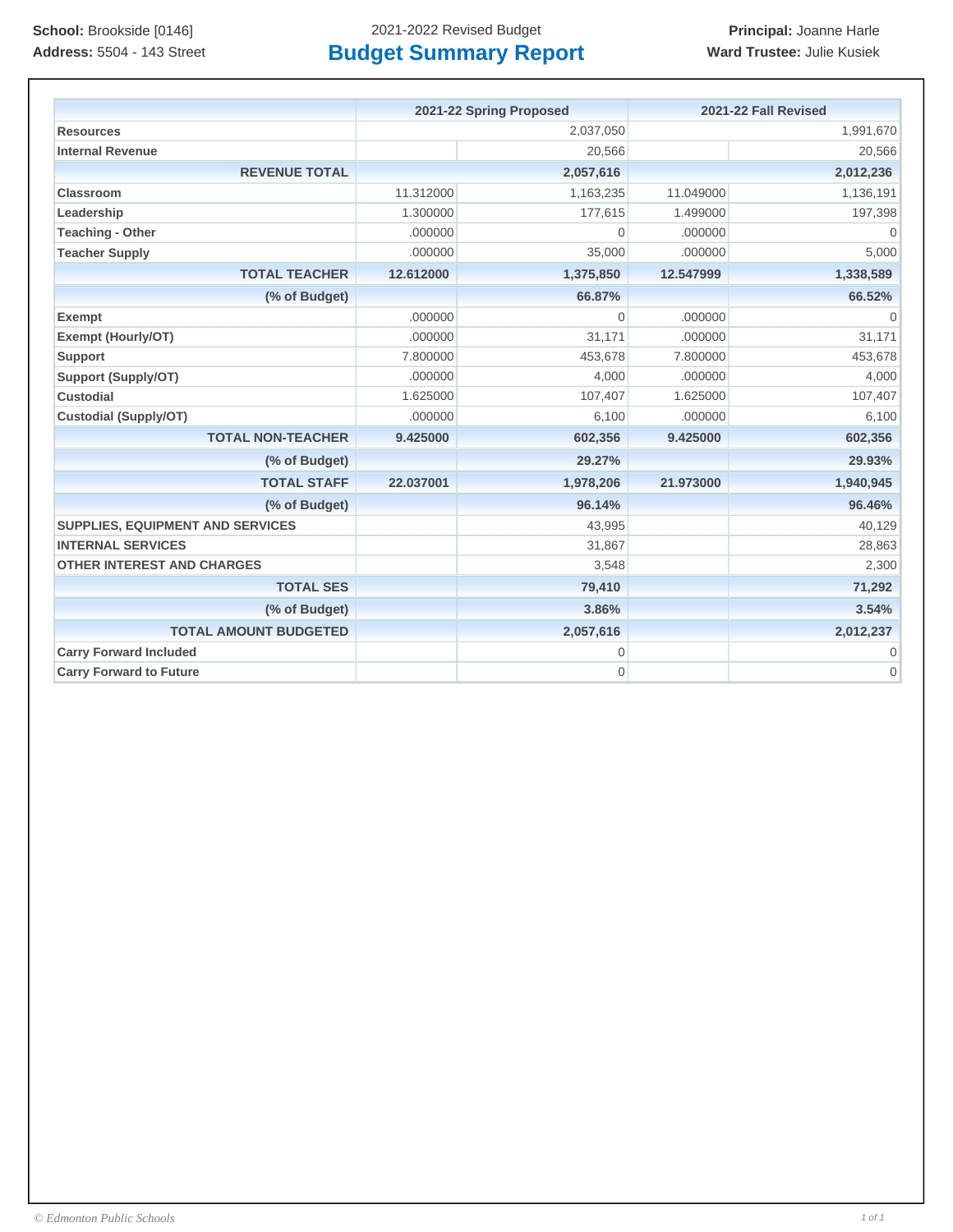**School:** Brookside [0146]
**Address:** 5504 - 143 Street

2021-2022 Revised Budget

# Budget Summary Report

**Principal:** Joanne Harle
**Ward Trustee:** Julie Kusiek

| | 2021-22 Spring Proposed | | 2021-22 Fall Revised | |
|---|---|---|---|---|
| **Resources** | | 2,037,050 | | 1,991,670 |
| **Internal Revenue** | | 20,566 | | 20,566 |
| **REVENUE TOTAL** | | **2,057,616** | | **2,012,236** |
| **Classroom** | 11.312000 | 1,163,235 | 11.049000 | 1,136,191 |
| **Leadership** | 1.300000 | 177,615 | 1.499000 | 197,398 |
| **Teaching - Other** | .000000 | 0 | .000000 | 0 |
| **Teacher Supply** | .000000 | 35,000 | .000000 | 5,000 |
| **TOTAL TEACHER** | **12.612000** | **1,375,850** | **12.547999** | **1,338,589** |
| **(% of Budget)** | | **66.87%** | | **66.52%** |
| **Exempt** | .000000 | 0 | .000000 | 0 |
| **Exempt (Hourly/OT)** | .000000 | 31,171 | .000000 | 31,171 |
| **Support** | 7.800000 | 453,678 | 7.800000 | 453,678 |
| **Support (Supply/OT)** | .000000 | 4,000 | .000000 | 4,000 |
| **Custodial** | 1.625000 | 107,407 | 1.625000 | 107,407 |
| **Custodial (Supply/OT)** | .000000 | 6,100 | .000000 | 6,100 |
| **TOTAL NON-TEACHER** | **9.425000** | **602,356** | **9.425000** | **602,356** |
| **(% of Budget)** | | **29.27%** | | **29.93%** |
| **TOTAL STAFF** | **22.037001** | **1,978,206** | **21.973000** | **1,940,945** |
| **(% of Budget)** | | **96.14%** | | **96.46%** |
| **SUPPLIES, EQUIPMENT AND SERVICES** | | 43,995 | | 40,129 |
| **INTERNAL SERVICES** | | 31,867 | | 28,863 |
| **OTHER INTEREST AND CHARGES** | | 3,548 | | 2,300 |
| **TOTAL SES** | | **79,410** | | **71,292** |
| **(% of Budget)** | | **3.86%** | | **3.54%** |
| **TOTAL AMOUNT BUDGETED** | | **2,057,616** | | **2,012,237** |
| **Carry Forward Included** | | 0 | | 0 |
| **Carry Forward to Future** | | 0 | | 0 |

*© Edmonton Public Schools*